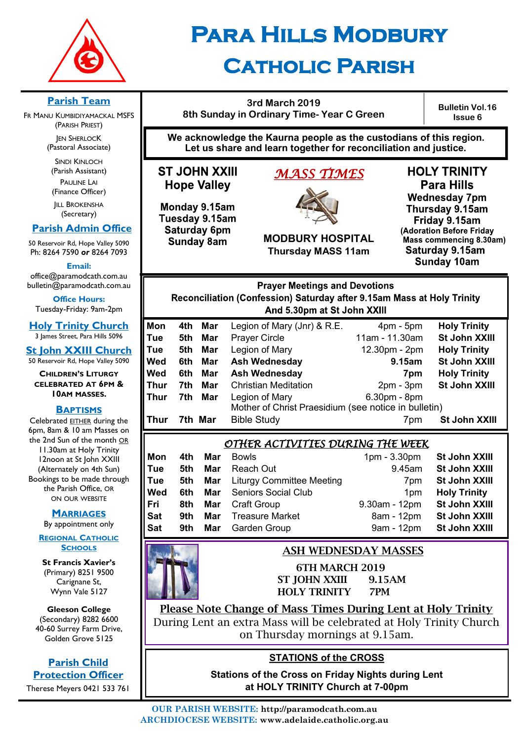# Para Hills Modbury Catholic Parish

3rd March 2019
8th Sunday in Ordinary Time- Year C Green

Bulletin Vol.16 Issue 6

**We acknowledge the Kaurna people as the custodians of this region. Let us share and learn together for reconciliation and justice.**

## MASS TIMES

**ST JOHN XXIII Hope Valley**

Monday 9.15am
Tuesday 9.15am
Saturday 6pm
Sunday 8am

**MODBURY HOSPITAL**
Thursday MASS 11am

**HOLY TRINITY Para Hills**

Wednesday 7pm
Thursday 9.15am
Friday 9.15am
(Adoration Before Friday Mass commencing 8.30am)
Saturday 9.15am
Sunday 10am

## Prayer Meetings and Devotions

**Reconciliation (Confession) Saturday after 9.15am Mass at Holy Trinity And 5.30pm at St John XXIII**

| Day | Date | Month | Activity | Time | Location |
|---|---|---|---|---|---|
| Mon | 4th | Mar | Legion of Mary (Jnr) & R.E. | 4pm - 5pm | Holy Trinity |
| Tue | 5th | Mar | Prayer Circle | 11am - 11.30am | St John XXIII |
| Tue | 5th | Mar | Legion of Mary | 12.30pm - 2pm | Holy Trinity |
| Wed | 6th | Mar | **Ash Wednesday** | **9.15am** | St John XXIII |
| Wed | 6th | Mar | **Ash Wednesday** | **7pm** | Holy Trinity |
| Thur | 7th | Mar | Christian Meditation | 2pm - 3pm | St John XXIII |
| Thur | 7th | Mar | Legion of Mary Mother of Christ Praesidium (see notice in bulletin) | 6.30pm - 8pm | |
| Thur | 7th | Mar | Bible Study | 7pm | St John XXIII |

## *OTHER ACTIVITIES DURING THE WEEK*

| Day | Date | Month | Activity | Time | Location |
|---|---|---|---|---|---|
| Mon | 4th | Mar | Bowls | 1pm - 3.30pm | St John XXIII |
| Tue | 5th | Mar | Reach Out | 9.45am | St John XXIII |
| Tue | 5th | Mar | Liturgy Committee Meeting | 7pm | St John XXIII |
| Wed | 6th | Mar | Seniors Social Club | 1pm | Holy Trinity |
| Fri | 8th | Mar | Craft Group | 9.30am - 12pm | St John XXIII |
| Sat | 9th | Mar | Treasure Market | 8am - 12pm | St John XXIII |
| Sat | 9th | Mar | Garden Group | 9am - 12pm | St John XXIII |

## ASH WEDNESDAY MASSES

6TH MARCH 2019
ST JOHN XXIII 9.15AM
HOLY TRINITY 7PM

**Please Note Change of Mass Times During Lent at Holy Trinity**

During Lent an extra Mass will be celebrated at Holy Trinity Church on Thursday mornings at 9.15am.

## STATIONS of the CROSS

**Stations of the Cross on Friday Nights during Lent at HOLY TRINITY Church at 7-00pm**

## Parish Team

Fr Manu Kumbidiyamackal MSFS (Parish Priest)

Jen Sherlock (Pastoral Associate)

Sindi Kinloch (Parish Assistant)

Pauline Lai (Finance Officer)

Jill Brokensha (Secretary)

## Parish Admin Office

50 Reservoir Rd, Hope Valley 5090
Ph: 8264 7590 **or** 8264 7093

**Email:**
office@paramodcath.com.au
bulletin@paramodcath.com.au

**Office Hours:**
Tuesday-Friday: 9am-2pm

## Holy Trinity Church

3 James Street, Para Hills 5096

## St John XXIII Church

50 Reservoir Rd, Hope Valley 5090

**Children's Liturgy celebrated at 6pm & 10am masses.**

## Baptisms

Celebrated EITHER during the 6pm, 8am & 10 am Masses on the 2nd Sun of the month OR 11.30am at Holy Trinity 12noon at St John XXIII (Alternately on 4th Sun) Bookings to be made through the Parish Office, OR ON OUR WEBSITE

## Marriages

By appointment only

## Regional Catholic Schools

**St Francis Xavier's** (Primary) 8251 9500 Carignane St, Wynn Vale 5127

**Gleeson College** (Secondary) 8282 6600 40-60 Surrey Farm Drive, Golden Grove 5125

## Parish Child Protection Officer

Therese Meyers 0421 533 761

**OUR PARISH WEBSITE:** http://paramodcath.com.au
**ARCHDIOCESE WEBSITE:** www.adelaide.catholic.org.au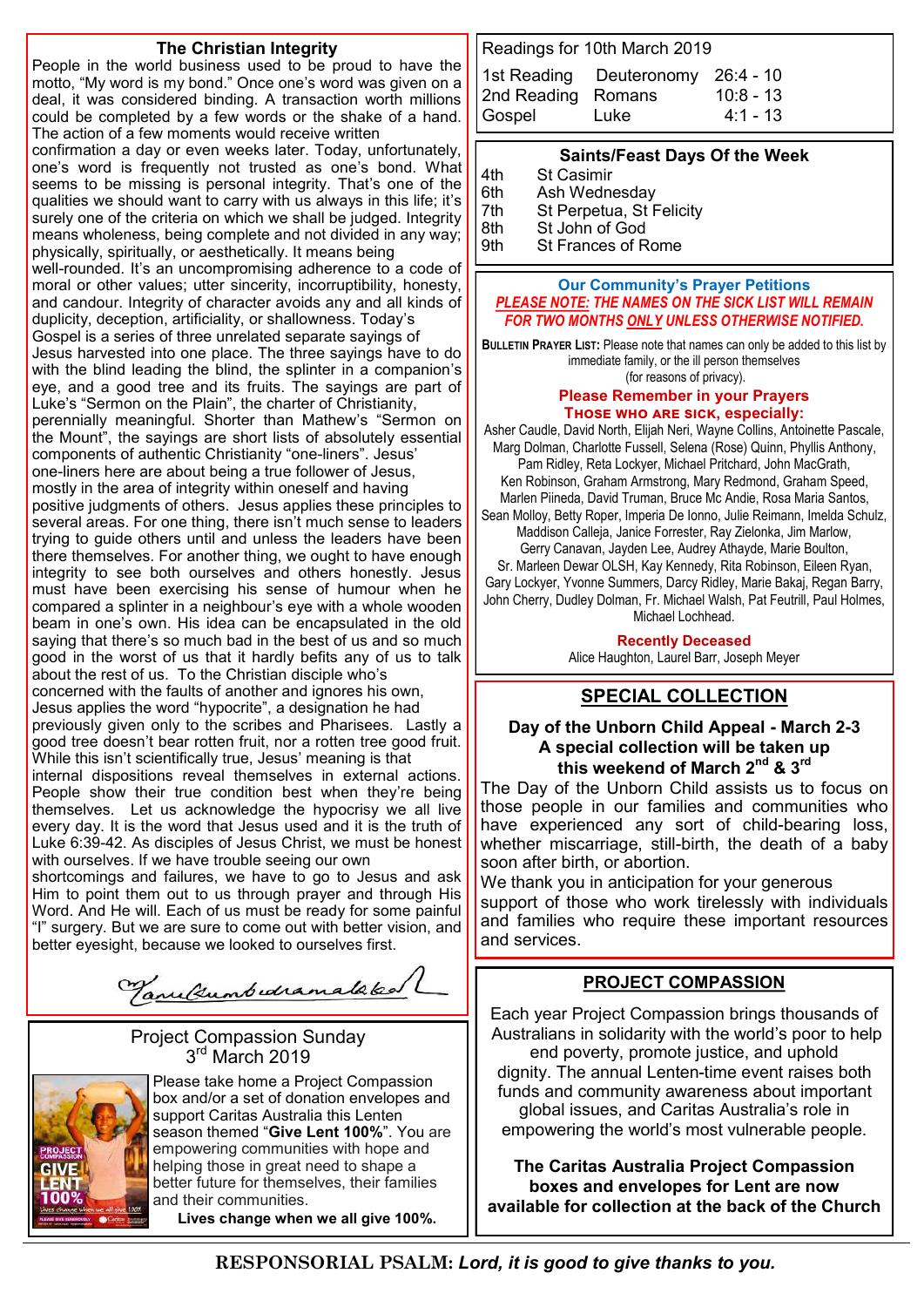## The Christian Integrity

People in the world business used to be proud to have the motto, "My word is my bond." Once one's word was given on a deal, it was considered binding. A transaction worth millions could be completed by a few words or the shake of a hand. The action of a few moments would receive written confirmation a day or even weeks later. Today, unfortunately, one's word is frequently not trusted as one's bond. What seems to be missing is personal integrity. That's one of the qualities we should want to carry with us always in this life; it's surely one of the criteria on which we shall be judged. Integrity means wholeness, being complete and not divided in any way; physically, spiritually, or aesthetically. It means being well-rounded. It's an uncompromising adherence to a code of moral or other values; utter sincerity, incorruptibility, honesty, and candour. Integrity of character avoids any and all kinds of duplicity, deception, artificiality, or shallowness. Today's Gospel is a series of three unrelated separate sayings of Jesus harvested into one place. The three sayings have to do with the blind leading the blind, the splinter in a companion's eye, and a good tree and its fruits. The sayings are part of Luke's "Sermon on the Plain", the charter of Christianity, perennially meaningful. Shorter than Mathew's "Sermon on the Mount", the sayings are short lists of absolutely essential components of authentic Christianity "one-liners". Jesus' one-liners here are about being a true follower of Jesus, mostly in the area of integrity within oneself and having positive judgments of others. Jesus applies these principles to several areas. For one thing, there isn't much sense to leaders trying to guide others until and unless the leaders have been there themselves. For another thing, we ought to have enough integrity to see both ourselves and others honestly. Jesus must have been exercising his sense of humour when he compared a splinter in a neighbour's eye with a whole wooden beam in one's own. His idea can be encapsulated in the old saying that there's so much bad in the best of us and so much good in the worst of us that it hardly befits any of us to talk about the rest of us. To the Christian disciple who's concerned with the faults of another and ignores his own, Jesus applies the word "hypocrite", a designation he had previously given only to the scribes and Pharisees. Lastly a good tree doesn't bear rotten fruit, nor a rotten tree good fruit. While this isn't scientifically true, Jesus' meaning is that internal dispositions reveal themselves in external actions. People show their true condition best when they're being themselves. Let us acknowledge the hypocrisy we all live every day. It is the word that Jesus used and it is the truth of Luke 6:39-42. As disciples of Jesus Christ, we must be honest with ourselves. If we have trouble seeing our own shortcomings and failures, we have to go to Jesus and ask Him to point them out to us through prayer and through His Word. And He will. Each of us must be ready for some painful "I" surgery. But we are sure to come out with better vision, and better eyesight, because we looked to ourselves first.

Fr Kumbukuramalaka

## Project Compassion Sunday 3rd March 2019

Please take home a Project Compassion box and/or a set of donation envelopes and support Caritas Australia this Lenten season themed "**Give Lent 100%**". You are empowering communities with hope and helping those in great need to shape a better future for themselves, their families and their communities.

**Lives change when we all give 100%.**

## Readings for 10th March 2019

| | | |
|---|---|---|
| 1st Reading | Deuteronomy | 26:4 - 10 |
| 2nd Reading | Romans | 10:8 - 13 |
| Gospel | Luke | 4:1 - 13 |

## Saints/Feast Days Of the Week

| | |
|---|---|
| 4th | St Casimir |
| 6th | Ash Wednesday |
| 7th | St Perpetua, St Felicity |
| 8th | St John of God |
| 9th | St Frances of Rome |

## Our Community's Prayer Petitions

***PLEASE NOTE: THE NAMES ON THE SICK LIST WILL REMAIN FOR TWO MONTHS ONLY UNLESS OTHERWISE NOTIFIED.***

**BULLETIN PRAYER LIST:** Please note that names can only be added to this list by immediate family, or the ill person themselves (for reasons of privacy).

**Please Remember in your Prayers**
**THOSE WHO ARE SICK, especially:**

Asher Caudle, David North, Elijah Neri, Wayne Collins, Antoinette Pascale, Marg Dolman, Charlotte Fussell, Selena (Rose) Quinn, Phyllis Anthony, Pam Ridley, Reta Lockyer, Michael Pritchard, John MacGrath, Ken Robinson, Graham Armstrong, Mary Redmond, Graham Speed, Marlen Piineda, David Truman, Bruce Mc Andie, Rosa Maria Santos, Sean Molloy, Betty Roper, Imperia De Ionno, Julie Reimann, Imelda Schulz, Maddison Calleja, Janice Forrester, Ray Zielonka, Jim Marlow, Gerry Canavan, Jayden Lee, Audrey Athayde, Marie Boulton, Sr. Marleen Dewar OLSH, Kay Kennedy, Rita Robinson, Eileen Ryan, Gary Lockyer, Yvonne Summers, Darcy Ridley, Marie Bakaj, Regan Barry, John Cherry, Dudley Dolman, Fr. Michael Walsh, Pat Feutrill, Paul Holmes, Michael Lochhead.

**Recently Deceased**

Alice Haughton, Laurel Barr, Joseph Meyer

## SPECIAL COLLECTION

**Day of the Unborn Child Appeal - March 2-3**
**A special collection will be taken up this weekend of March 2nd & 3rd**

The Day of the Unborn Child assists us to focus on those people in our families and communities who have experienced any sort of child-bearing loss, whether miscarriage, still-birth, the death of a baby soon after birth, or abortion.

We thank you in anticipation for your generous support of those who work tirelessly with individuals and families who require these important resources and services.

## PROJECT COMPASSION

Each year Project Compassion brings thousands of Australians in solidarity with the world's poor to help end poverty, promote justice, and uphold dignity. The annual Lenten-time event raises both funds and community awareness about important global issues, and Caritas Australia's role in empowering the world's most vulnerable people.

**The Caritas Australia Project Compassion boxes and envelopes for Lent are now available for collection at the back of the Church**

**RESPONSORIAL PSALM:** ***Lord, it is good to give thanks to you.***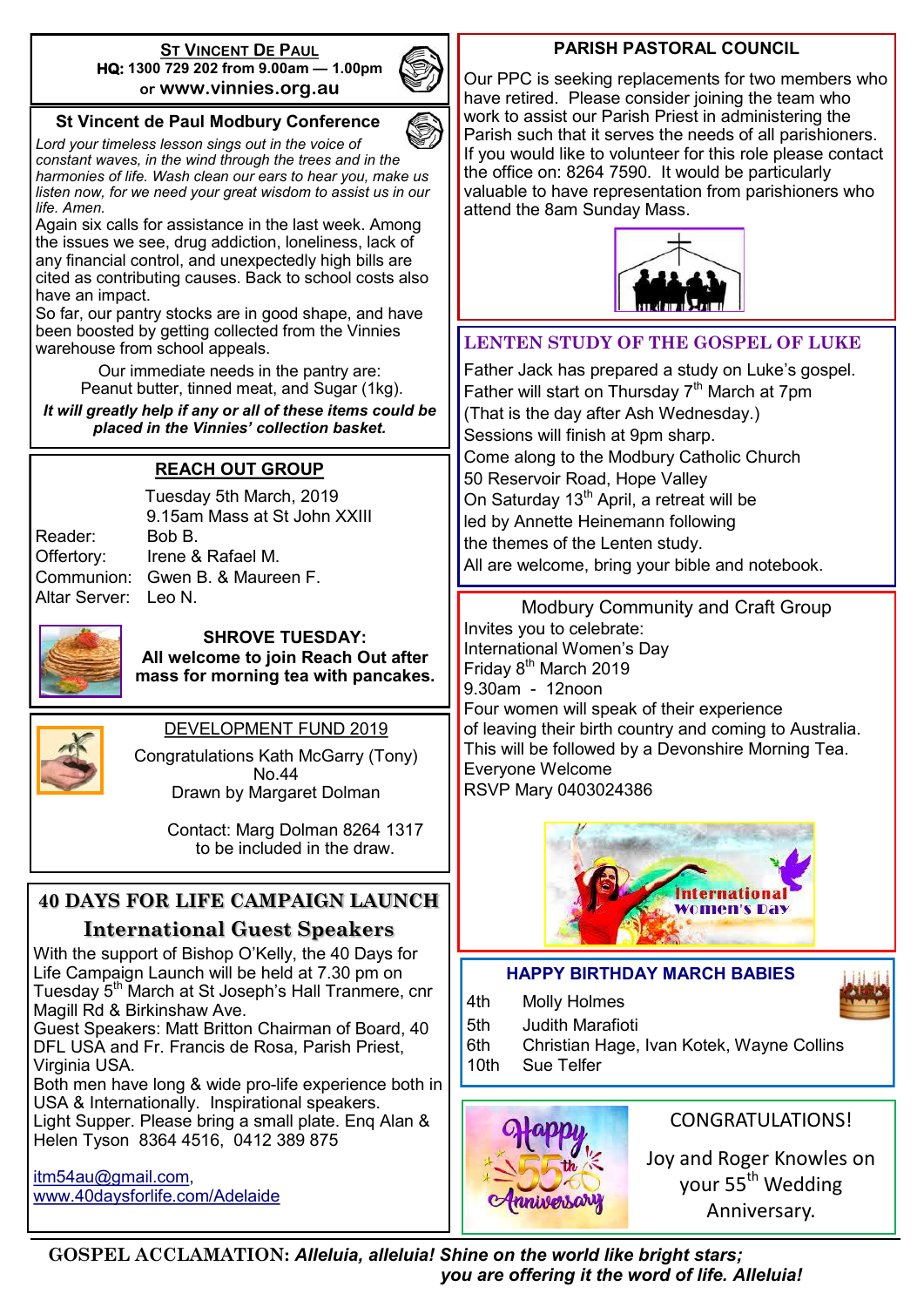## ST VINCENT DE PAUL

**HQ: 1300 729 202 from 9.00am — 1.00pm**
or **www.vinnies.org.au**

## St Vincent de Paul Modbury Conference

*Lord your timeless lesson sings out in the voice of constant waves, in the wind through the trees and in the harmonies of life. Wash clean our ears to hear you, make us listen now, for we need your great wisdom to assist us in our life. Amen.*

Again six calls for assistance in the last week. Among the issues we see, drug addiction, loneliness, lack of any financial control, and unexpectedly high bills are cited as contributing causes. Back to school costs also have an impact.

So far, our pantry stocks are in good shape, and have been boosted by getting collected from the Vinnies warehouse from school appeals.

Our immediate needs in the pantry are:
Peanut butter, tinned meat, and Sugar (1kg).

***It will greatly help if any or all of these items could be placed in the Vinnies' collection basket.***

## REACH OUT GROUP

Tuesday 5th March, 2019
9.15am Mass at St John XXIII

| | |
|---|---|
| Reader: | Bob B. |
| Offertory: | Irene & Rafael M. |
| Communion: | Gwen B. & Maureen F. |
| Altar Server: | Leo N. |

**SHROVE TUESDAY:**
**All welcome to join Reach Out after mass for morning tea with pancakes.**

## DEVELOPMENT FUND 2019

Congratulations Kath McGarry (Tony)
No.44
Drawn by Margaret Dolman

Contact: Marg Dolman 8264 1317
to be included in the draw.

## 40 DAYS FOR LIFE CAMPAIGN LAUNCH

### International Guest Speakers

With the support of Bishop O'Kelly, the 40 Days for Life Campaign Launch will be held at 7.30 pm on Tuesday 5th March at St Joseph's Hall Tranmere, cnr Magill Rd & Birkinshaw Ave.

Guest Speakers: Matt Britton Chairman of Board, 40 DFL USA and Fr. Francis de Rosa, Parish Priest, Virginia USA.

Both men have long & wide pro-life experience both in USA & Internationally. Inspirational speakers.

Light Supper. Please bring a small plate. Enq Alan & Helen Tyson 8364 4516, 0412 389 875

itm54au@gmail.com,
www.40daysforlife.com/Adelaide

## PARISH PASTORAL COUNCIL

Our PPC is seeking replacements for two members who have retired. Please consider joining the team who work to assist our Parish Priest in administering the Parish such that it serves the needs of all parishioners. If you would like to volunteer for this role please contact the office on: 8264 7590. It would be particularly valuable to have representation from parishioners who attend the 8am Sunday Mass.

## LENTEN STUDY OF THE GOSPEL OF LUKE

Father Jack has prepared a study on Luke's gospel.
Father will start on Thursday 7th March at 7pm
(That is the day after Ash Wednesday.)
Sessions will finish at 9pm sharp.
Come along to the Modbury Catholic Church
50 Reservoir Road, Hope Valley
On Saturday 13th April, a retreat will be led by Annette Heinemann following the themes of the Lenten study.
All are welcome, bring your bible and notebook.

## Modbury Community and Craft Group

Invites you to celebrate:
International Women's Day
Friday 8th March 2019
9.30am - 12noon
Four women will speak of their experience of leaving their birth country and coming to Australia.
This will be followed by a Devonshire Morning Tea.
Everyone Welcome
RSVP Mary 0403024386

## HAPPY BIRTHDAY MARCH BABIES

| | |
|---|---|
| 4th | Molly Holmes |
| 5th | Judith Marafioti |
| 6th | Christian Hage, Ivan Kotek, Wayne Collins |
| 10th | Sue Telfer |

## CONGRATULATIONS!

Joy and Roger Knowles on your 55th Wedding Anniversary.

**GOSPEL ACCLAMATION:** ***Alleluia, alleluia! Shine on the world like bright stars; you are offering it the word of life. Alleluia!***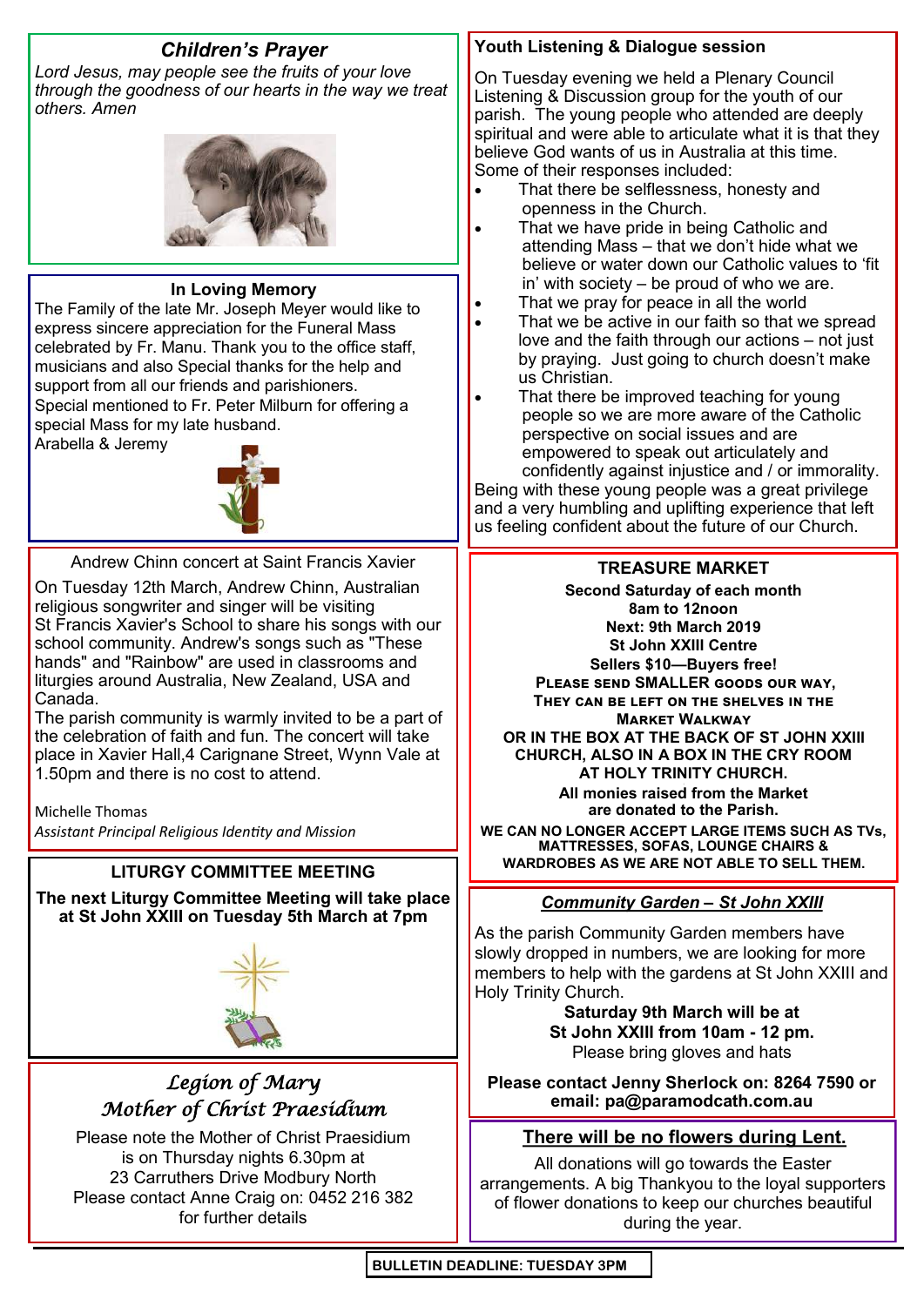## *Children's Prayer*

*Lord Jesus, may people see the fruits of your love through the goodness of our hearts in the way we treat others. Amen*

### In Loving Memory

The Family of the late Mr. Joseph Meyer would like to express sincere appreciation for the Funeral Mass celebrated by Fr. Manu. Thank you to the office staff, musicians and also Special thanks for the help and support from all our friends and parishioners.
Special mentioned to Fr. Peter Milburn for offering a special Mass for my late husband.
Arabella & Jeremy

### Andrew Chinn concert at Saint Francis Xavier

On Tuesday 12th March, Andrew Chinn, Australian religious songwriter and singer will be visiting St Francis Xavier's School to share his songs with our school community. Andrew's songs such as "These hands" and "Rainbow" are used in classrooms and liturgies around Australia, New Zealand, USA and Canada.
The parish community is warmly invited to be a part of the celebration of faith and fun. The concert will take place in Xavier Hall,4 Carignane Street, Wynn Vale at 1.50pm and there is no cost to attend.

Michelle Thomas
*Assistant Principal Religious Identity and Mission*

### LITURGY COMMITTEE MEETING

**The next Liturgy Committee Meeting will take place at St John XXIII on Tuesday 5th March at 7pm**

### *Legion of Mary*
### *Mother of Christ Praesidium*

Please note the Mother of Christ Praesidium is on Thursday nights 6.30pm at 23 Carruthers Drive Modbury North
Please contact Anne Craig on: 0452 216 382 for further details

### Youth Listening & Dialogue session

On Tuesday evening we held a Plenary Council Listening & Discussion group for the youth of our parish. The young people who attended are deeply spiritual and were able to articulate what it is that they believe God wants of us in Australia at this time. Some of their responses included:

- That there be selflessness, honesty and openness in the Church.
- That we have pride in being Catholic and attending Mass – that we don't hide what we believe or water down our Catholic values to 'fit in' with society – be proud of who we are.
- That we pray for peace in all the world
- That we be active in our faith so that we spread love and the faith through our actions – not just by praying. Just going to church doesn't make us Christian.
- That there be improved teaching for young people so we are more aware of the Catholic perspective on social issues and are empowered to speak out articulately and confidently against injustice and / or immorality.

Being with these young people was a great privilege and a very humbling and uplifting experience that left us feeling confident about the future of our Church.

### TREASURE MARKET

**Second Saturday of each month**
**8am to 12noon**
**Next: 9th March 2019**
**St John XXIII Centre**
**Sellers $10—Buyers free!**
**PLEASE SEND SMALLER GOODS OUR WAY, THEY CAN BE LEFT ON THE SHELVES IN THE MARKET WALKWAY OR IN THE BOX AT THE BACK OF ST JOHN XXIII CHURCH, ALSO IN A BOX IN THE CRY ROOM AT HOLY TRINITY CHURCH.**
**All monies raised from the Market are donated to the Parish.**
**WE CAN NO LONGER ACCEPT LARGE ITEMS SUCH AS TVs, MATTRESSES, SOFAS, LOUNGE CHAIRS & WARDROBES AS WE ARE NOT ABLE TO SELL THEM.**

### *Community Garden – St John XXIII*

As the parish Community Garden members have slowly dropped in numbers, we are looking for more members to help with the gardens at St John XXIII and Holy Trinity Church.

**Saturday 9th March will be at St John XXIII from 10am - 12 pm.**
Please bring gloves and hats

**Please contact Jenny Sherlock on: 8264 7590 or email: pa@paramodcath.com.au**

### There will be no flowers during Lent.

All donations will go towards the Easter arrangements. A big Thankyou to the loyal supporters of flower donations to keep our churches beautiful during the year.

**BULLETIN DEADLINE: TUESDAY 3PM**